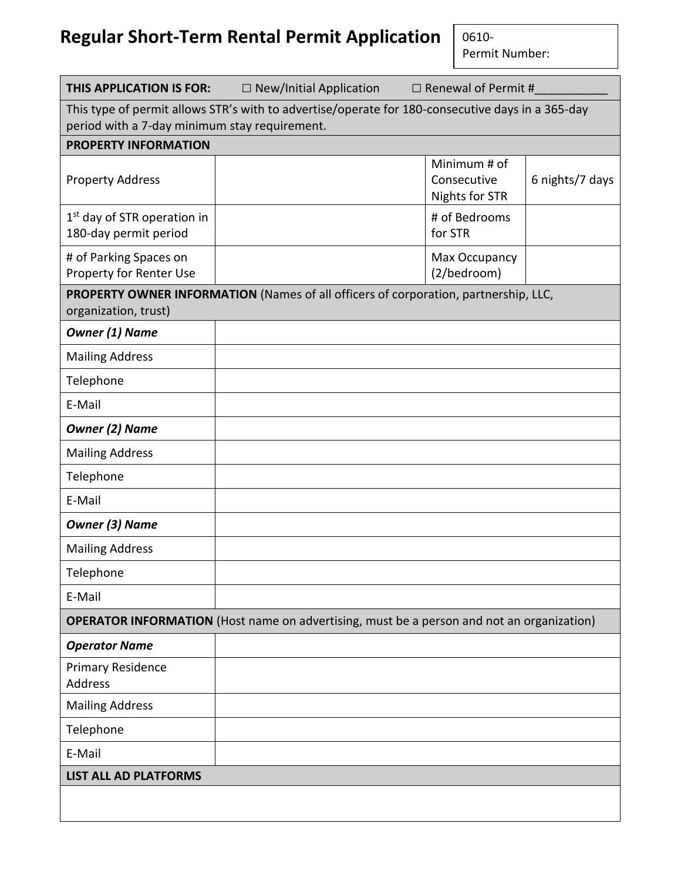# Regular Short-Term Rental Permit Application

0610-
Permit Number:

| **THIS APPLICATION IS FOR:** ☐ New/Initial Application ☐ Renewal of Permit #___________ | | | |
|---|---|---|---|
| This type of permit allows STR's with to advertise/operate for 180-consecutive days in a 365-day period with a 7-day minimum stay requirement. | | | |
| **PROPERTY INFORMATION** | | | |
| Property Address | | Minimum # of Consecutive Nights for STR | 6 nights/7 days |
| 1st day of STR operation in 180-day permit period | | # of Bedrooms for STR | |
| # of Parking Spaces on Property for Renter Use | | Max Occupancy (2/bedroom) | |

| **PROPERTY OWNER INFORMATION** (Names of all officers of corporation, partnership, LLC, organization, trust) | |
|---|---|
| ***Owner (1) Name*** | |
| Mailing Address | |
| Telephone | |
| E-Mail | |
| ***Owner (2) Name*** | |
| Mailing Address | |
| Telephone | |
| E-Mail | |
| ***Owner (3) Name*** | |
| Mailing Address | |
| Telephone | |
| E-Mail | |
| **OPERATOR INFORMATION** (Host name on advertising, must be a person and not an organization) | |
| ***Operator Name*** | |
| Primary Residence Address | |
| Mailing Address | |
| Telephone | |
| E-Mail | |
| **LIST ALL AD PLATFORMS** | |
| | |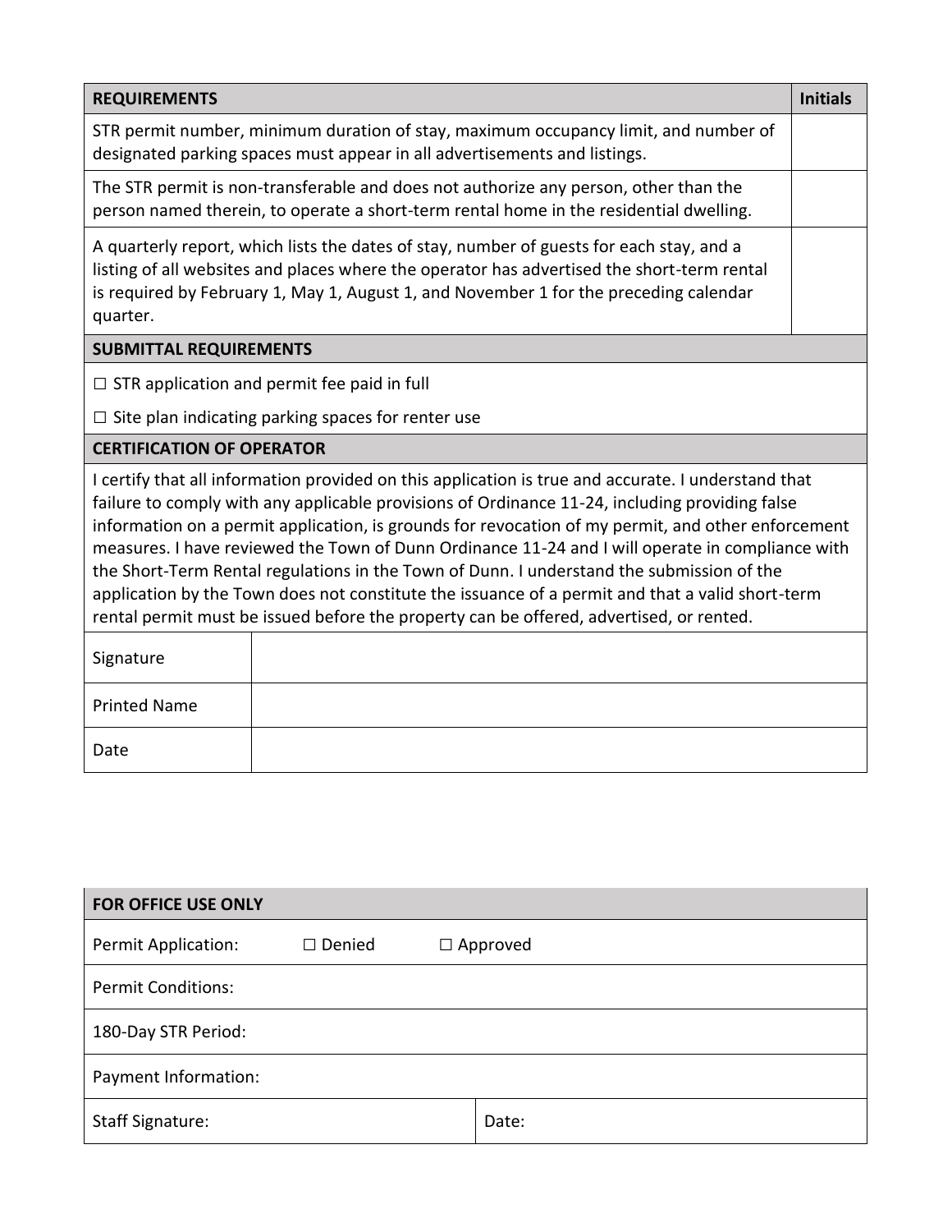| REQUIREMENTS | Initials |
|---|---|
| STR permit number, minimum duration of stay, maximum occupancy limit, and number of designated parking spaces must appear in all advertisements and listings. | |
| The STR permit is non-transferable and does not authorize any person, other than the person named therein, to operate a short-term rental home in the residential dwelling. | |
| A quarterly report, which lists the dates of stay, number of guests for each stay, and a listing of all websites and places where the operator has advertised the short-term rental is required by February 1, May 1, August 1, and November 1 for the preceding calendar quarter. | |

**SUBMITTAL REQUIREMENTS**

☐ STR application and permit fee paid in full

☐ Site plan indicating parking spaces for renter use

**CERTIFICATION OF OPERATOR**

I certify that all information provided on this application is true and accurate. I understand that failure to comply with any applicable provisions of Ordinance 11-24, including providing false information on a permit application, is grounds for revocation of my permit, and other enforcement measures. I have reviewed the Town of Dunn Ordinance 11-24 and I will operate in compliance with the Short-Term Rental regulations in the Town of Dunn. I understand the submission of the application by the Town does not constitute the issuance of a permit and that a valid short-term rental permit must be issued before the property can be offered, advertised, or rented.

| | |
|---|---|
| Signature | |
| Printed Name | |
| Date | |

| FOR OFFICE USE ONLY | |
|---|---|
| Permit Application: ☐ Denied ☐ Approved | |
| Permit Conditions: | |
| 180-Day STR Period: | |
| Payment Information: | |
| Staff Signature: | Date: |